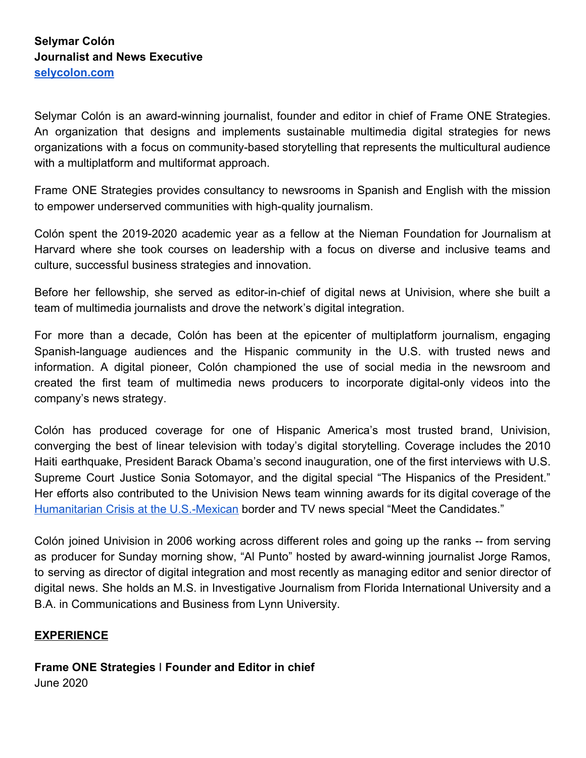**Selymar Colón**
**Journalist and News Executive**
**[selycolon.com](selycolon.com)**

Selymar Colón is an award-winning journalist, founder and editor in chief of Frame ONE Strategies. An organization that designs and implements sustainable multimedia digital strategies for news organizations with a focus on community-based storytelling that represents the multicultural audience with a multiplatform and multiformat approach.

Frame ONE Strategies provides consultancy to newsrooms in Spanish and English with the mission to empower underserved communities with high-quality journalism.

Colón spent the 2019-2020 academic year as a fellow at the Nieman Foundation for Journalism at Harvard where she took courses on leadership with a focus on diverse and inclusive teams and culture, successful business strategies and innovation.

Before her fellowship, she served as editor-in-chief of digital news at Univision, where she built a team of multimedia journalists and drove the network's digital integration.

For more than a decade, Colón has been at the epicenter of multiplatform journalism, engaging Spanish-language audiences and the Hispanic community in the U.S. with trusted news and information. A digital pioneer, Colón championed the use of social media in the newsroom and created the first team of multimedia news producers to incorporate digital-only videos into the company's news strategy.

Colón has produced coverage for one of Hispanic America's most trusted brand, Univision, converging the best of linear television with today's digital storytelling. Coverage includes the 2010 Haiti earthquake, President Barack Obama's second inauguration, one of the first interviews with U.S. Supreme Court Justice Sonia Sotomayor, and the digital special "The Hispanics of the President." Her efforts also contributed to the Univision News team winning awards for its digital coverage of the Humanitarian Crisis at the U.S.-Mexican border and TV news special "Meet the Candidates."

Colón joined Univision in 2006 working across different roles and going up the ranks -- from serving as producer for Sunday morning show, "Al Punto" hosted by award-winning journalist Jorge Ramos, to serving as director of digital integration and most recently as managing editor and senior director of digital news. She holds an M.S. in Investigative Journalism from Florida International University and a B.A. in Communications and Business from Lynn University.

## EXPERIENCE

**Frame ONE Strategies | Founder and Editor in chief**
June 2020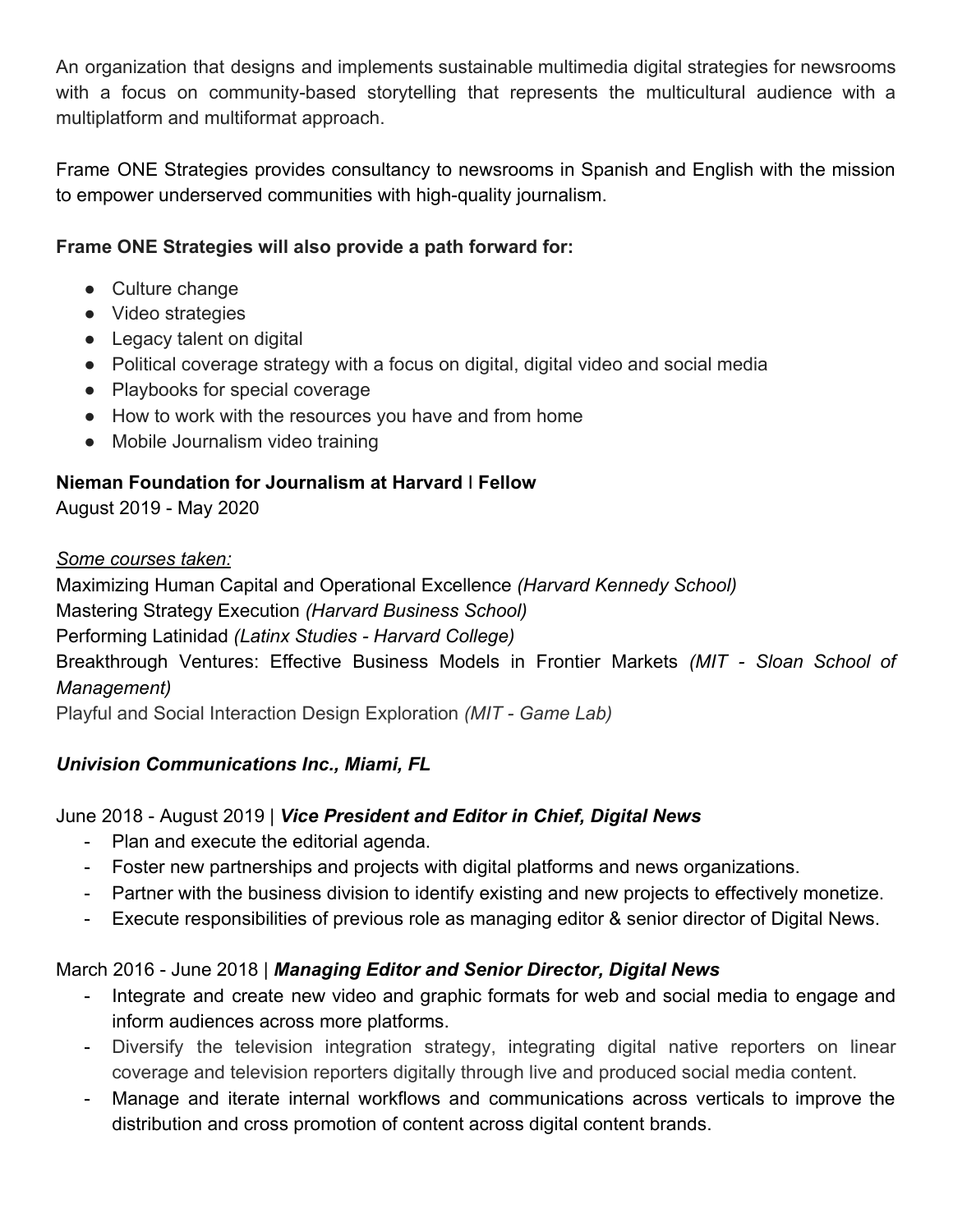An organization that designs and implements sustainable multimedia digital strategies for newsrooms with a focus on community-based storytelling that represents the multicultural audience with a multiplatform and multiformat approach.

Frame ONE Strategies provides consultancy to newsrooms in Spanish and English with the mission to empower underserved communities with high-quality journalism.

**Frame ONE Strategies will also provide a path forward for:**

- Culture change
- Video strategies
- Legacy talent on digital
- Political coverage strategy with a focus on digital, digital video and social media
- Playbooks for special coverage
- How to work with the resources you have and from home
- Mobile Journalism video training

**Nieman Foundation for Journalism at Harvard | Fellow**
August 2019 - May 2020

*Some courses taken:*
Maximizing Human Capital and Operational Excellence *(Harvard Kennedy School)*
Mastering Strategy Execution *(Harvard Business School)*
Performing Latinidad *(Latinx Studies - Harvard College)*
Breakthrough Ventures: Effective Business Models in Frontier Markets *(MIT - Sloan School of Management)*
Playful and Social Interaction Design Exploration *(MIT - Game Lab)*

***Univision Communications Inc., Miami, FL***

June 2018 - August 2019 | ***Vice President and Editor in Chief, Digital News***

- Plan and execute the editorial agenda.
- Foster new partnerships and projects with digital platforms and news organizations.
- Partner with the business division to identify existing and new projects to effectively monetize.
- Execute responsibilities of previous role as managing editor & senior director of Digital News.

March 2016 - June 2018 | ***Managing Editor and Senior Director, Digital News***

- Integrate and create new video and graphic formats for web and social media to engage and inform audiences across more platforms.
- Diversify the television integration strategy, integrating digital native reporters on linear coverage and television reporters digitally through live and produced social media content.
- Manage and iterate internal workflows and communications across verticals to improve the distribution and cross promotion of content across digital content brands.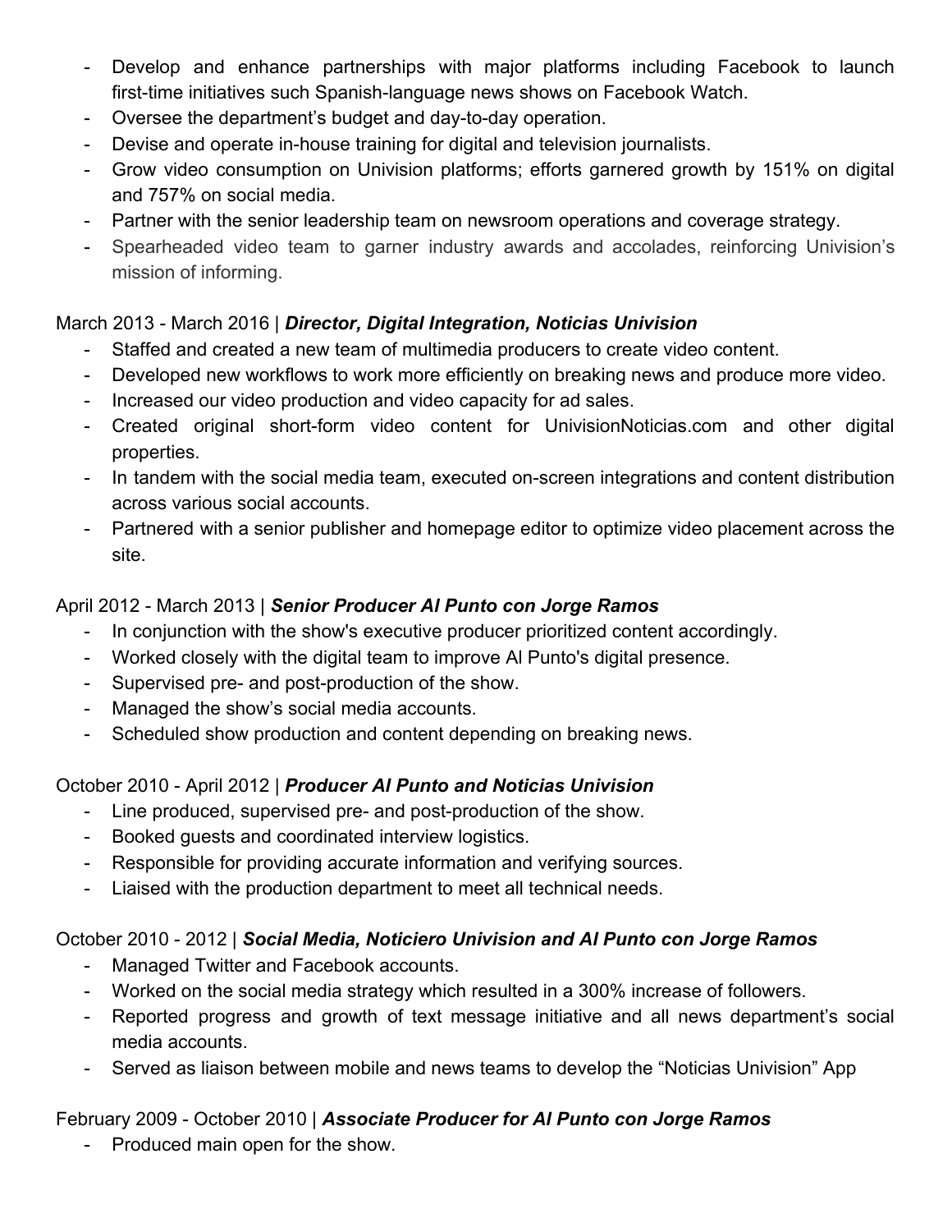- Develop and enhance partnerships with major platforms including Facebook to launch first-time initiatives such Spanish-language news shows on Facebook Watch.
- Oversee the department's budget and day-to-day operation.
- Devise and operate in-house training for digital and television journalists.
- Grow video consumption on Univision platforms; efforts garnered growth by 151% on digital and 757% on social media.
- Partner with the senior leadership team on newsroom operations and coverage strategy.
- Spearheaded video team to garner industry awards and accolades, reinforcing Univision's mission of informing.

March 2013 - March 2016 | ***Director, Digital Integration, Noticias Univision***

- Staffed and created a new team of multimedia producers to create video content.
- Developed new workflows to work more efficiently on breaking news and produce more video.
- Increased our video production and video capacity for ad sales.
- Created original short-form video content for UnivisionNoticias.com and other digital properties.
- In tandem with the social media team, executed on-screen integrations and content distribution across various social accounts.
- Partnered with a senior publisher and homepage editor to optimize video placement across the site.

April 2012 - March 2013 | ***Senior Producer Al Punto con Jorge Ramos***

- In conjunction with the show's executive producer prioritized content accordingly.
- Worked closely with the digital team to improve Al Punto's digital presence.
- Supervised pre- and post-production of the show.
- Managed the show's social media accounts.
- Scheduled show production and content depending on breaking news.

October 2010 - April 2012 | ***Producer Al Punto and Noticias Univision***

- Line produced, supervised pre- and post-production of the show.
- Booked guests and coordinated interview logistics.
- Responsible for providing accurate information and verifying sources.
- Liaised with the production department to meet all technical needs.

October 2010 - 2012 | ***Social Media, Noticiero Univision and Al Punto con Jorge Ramos***

- Managed Twitter and Facebook accounts.
- Worked on the social media strategy which resulted in a 300% increase of followers.
- Reported progress and growth of text message initiative and all news department's social media accounts.
- Served as liaison between mobile and news teams to develop the "Noticias Univision" App

February 2009 - October 2010 | ***Associate Producer for Al Punto con Jorge Ramos***

- Produced main open for the show.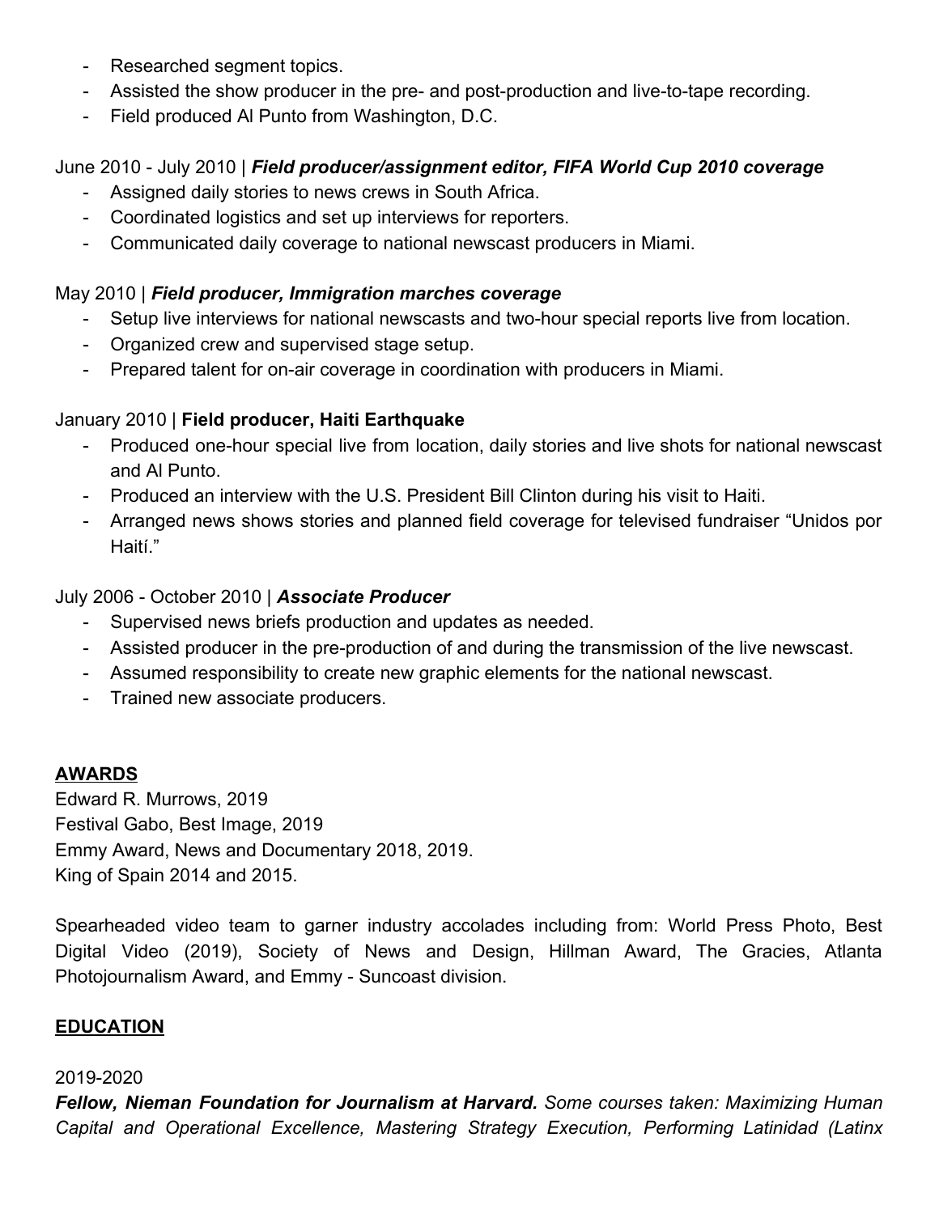- Researched segment topics.
- Assisted the show producer in the pre- and post-production and live-to-tape recording.
- Field produced Al Punto from Washington, D.C.

June 2010 - July 2010 | ***Field producer/assignment editor, FIFA World Cup 2010 coverage***

- Assigned daily stories to news crews in South Africa.
- Coordinated logistics and set up interviews for reporters.
- Communicated daily coverage to national newscast producers in Miami.

May 2010 | ***Field producer, Immigration marches coverage***

- Setup live interviews for national newscasts and two-hour special reports live from location.
- Organized crew and supervised stage setup.
- Prepared talent for on-air coverage in coordination with producers in Miami.

January 2010 | **Field producer, Haiti Earthquake**

- Produced one-hour special live from location, daily stories and live shots for national newscast and Al Punto.
- Produced an interview with the U.S. President Bill Clinton during his visit to Haiti.
- Arranged news shows stories and planned field coverage for televised fundraiser "Unidos por Haití."

July 2006 - October 2010 | ***Associate Producer***

- Supervised news briefs production and updates as needed.
- Assisted producer in the pre-production of and during the transmission of the live newscast.
- Assumed responsibility to create new graphic elements for the national newscast.
- Trained new associate producers.

## AWARDS

Edward R. Murrows, 2019
Festival Gabo, Best Image, 2019
Emmy Award, News and Documentary 2018, 2019.
King of Spain 2014 and 2015.

Spearheaded video team to garner industry accolades including from: World Press Photo, Best Digital Video (2019), Society of News and Design, Hillman Award, The Gracies, Atlanta Photojournalism Award, and Emmy - Suncoast division.

## EDUCATION

2019-2020
***Fellow, Nieman Foundation for Journalism at Harvard.*** *Some courses taken: Maximizing Human Capital and Operational Excellence, Mastering Strategy Execution, Performing Latinidad (Latinx*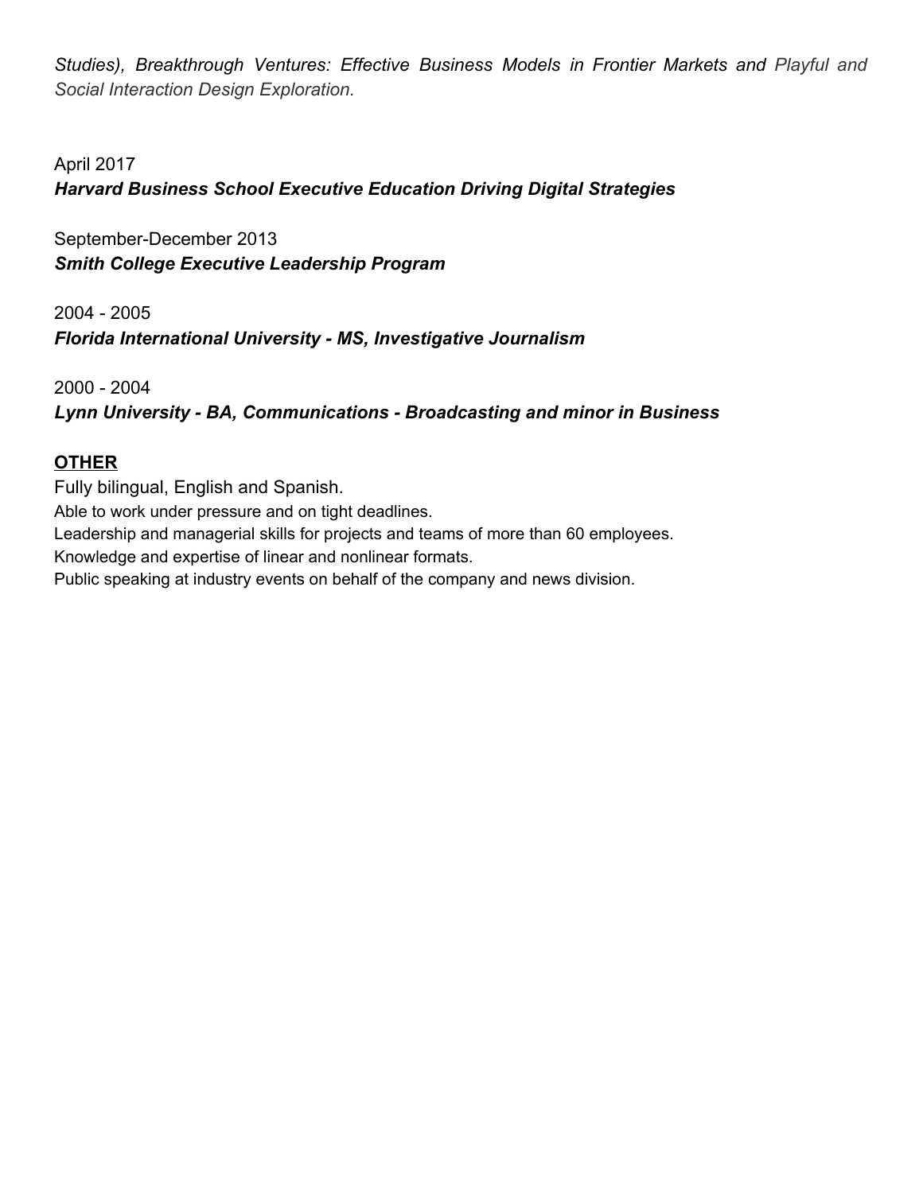*Studies), Breakthrough Ventures: Effective Business Models in Frontier Markets and Playful and Social Interaction Design Exploration.*

April 2017
***Harvard Business School Executive Education Driving Digital Strategies***

September-December 2013
***Smith College Executive Leadership Program***

2004 - 2005
***Florida International University - MS, Investigative Journalism***

2000 - 2004
***Lynn University - BA, Communications - Broadcasting and minor in Business***

## OTHER

Fully bilingual, English and Spanish.
Able to work under pressure and on tight deadlines.
Leadership and managerial skills for projects and teams of more than 60 employees.
Knowledge and expertise of linear and nonlinear formats.
Public speaking at industry events on behalf of the company and news division.